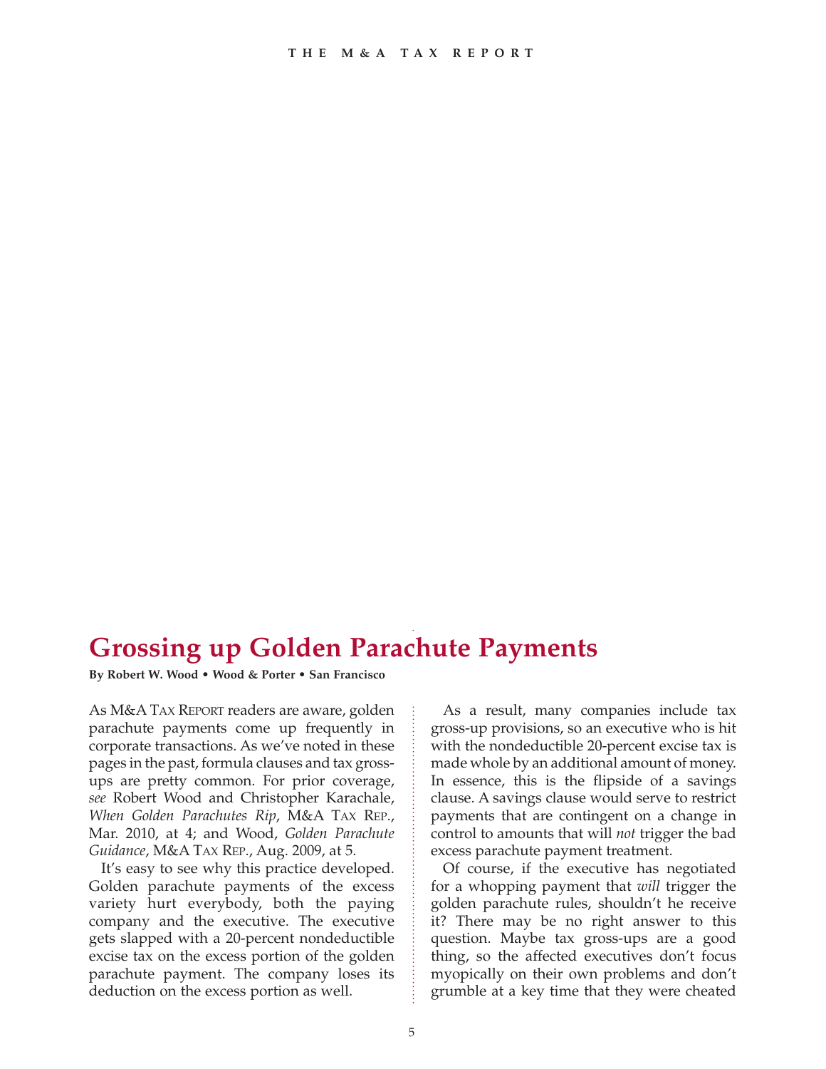# Grossing up Golden Parachute Payments

**By Robert W. Wood • Wood & Porter • San Francisco**

As M&A TAX REPORT readers are aware, golden parachute payments come up frequently in corporate transactions. As we've noted in these pages in the past, formula clauses and tax gross-ups are pretty common. For prior coverage, *see* Robert Wood and Christopher Karachale, *When Golden Parachutes Rip*, M&A TAX REP., Mar. 2010, at 4; and Wood, *Golden Parachute Guidance*, M&A TAX REP., Aug. 2009, at 5.

It's easy to see why this practice developed. Golden parachute payments of the excess variety hurt everybody, both the paying company and the executive. The executive gets slapped with a 20-percent nondeductible excise tax on the excess portion of the golden parachute payment. The company loses its deduction on the excess portion as well.

As a result, many companies include tax gross-up provisions, so an executive who is hit with the nondeductible 20-percent excise tax is made whole by an additional amount of money. In essence, this is the flipside of a savings clause. A savings clause would serve to restrict payments that are contingent on a change in control to amounts that will *not* trigger the bad excess parachute payment treatment.

Of course, if the executive has negotiated for a whopping payment that *will* trigger the golden parachute rules, shouldn't he receive it? There may be no right answer to this question. Maybe tax gross-ups are a good thing, so the affected executives don't focus myopically on their own problems and don't grumble at a key time that they were cheated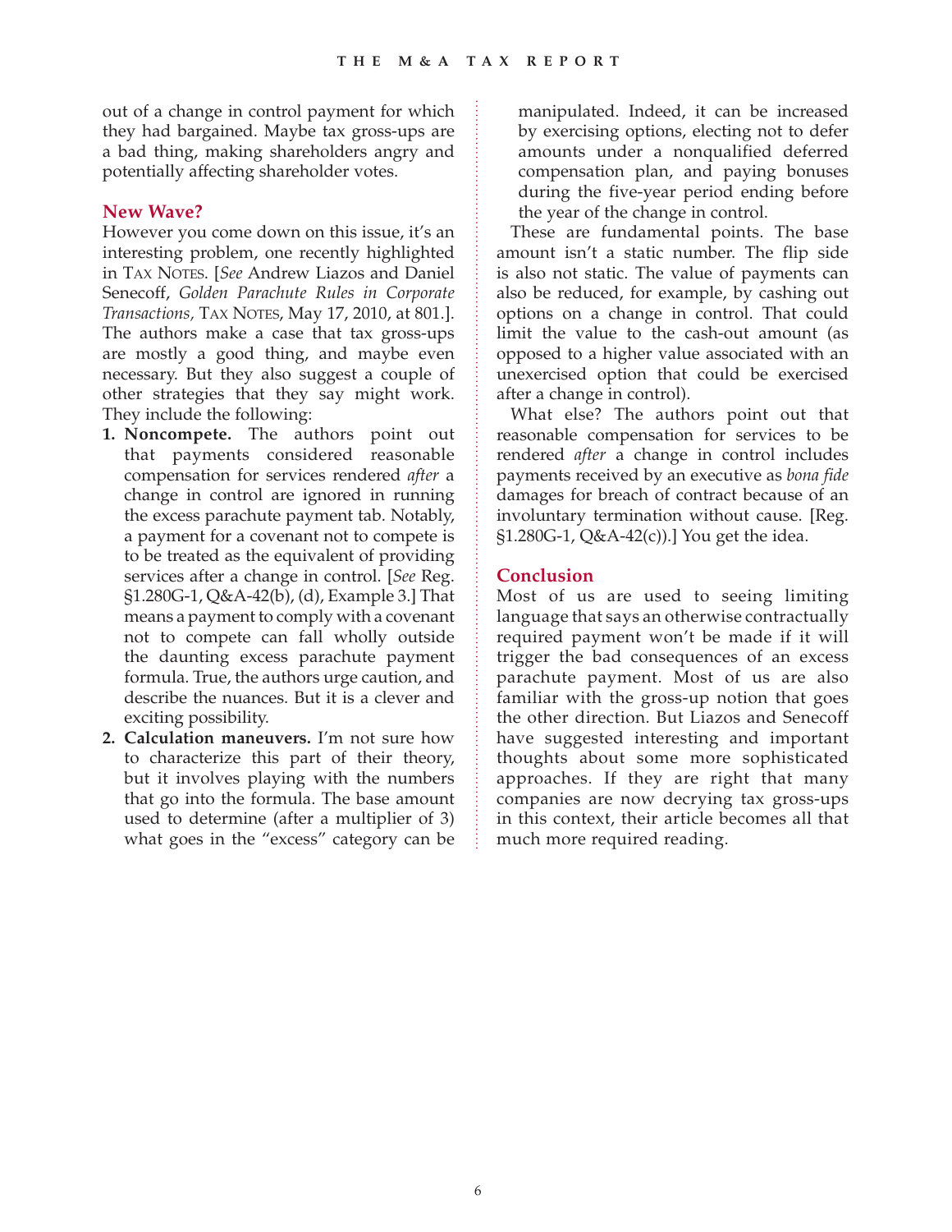out of a change in control payment for which they had bargained. Maybe tax gross-ups are a bad thing, making shareholders angry and potentially affecting shareholder votes.

## New Wave?

However you come down on this issue, it's an interesting problem, one recently highlighted in TAX NOTES. [*See* Andrew Liazos and Daniel Senecoff, *Golden Parachute Rules in Corporate Transactions,* TAX NOTES, May 17, 2010, at 801.]. The authors make a case that tax gross-ups are mostly a good thing, and maybe even necessary. But they also suggest a couple of other strategies that they say might work. They include the following:

1. **Noncompete.** The authors point out that payments considered reasonable compensation for services rendered *after* a change in control are ignored in running the excess parachute payment tab. Notably, a payment for a covenant not to compete is to be treated as the equivalent of providing services after a change in control. [*See* Reg. §1.280G-1, Q&A-42(b), (d), Example 3.] That means a payment to comply with a covenant not to compete can fall wholly outside the daunting excess parachute payment formula. True, the authors urge caution, and describe the nuances. But it is a clever and exciting possibility.
2. **Calculation maneuvers.** I'm not sure how to characterize this part of their theory, but it involves playing with the numbers that go into the formula. The base amount used to determine (after a multiplier of 3) what goes in the "excess" category can be manipulated. Indeed, it can be increased by exercising options, electing not to defer amounts under a nonqualified deferred compensation plan, and paying bonuses during the five-year period ending before the year of the change in control.

These are fundamental points. The base amount isn't a static number. The flip side is also not static. The value of payments can also be reduced, for example, by cashing out options on a change in control. That could limit the value to the cash-out amount (as opposed to a higher value associated with an unexercised option that could be exercised after a change in control).

What else? The authors point out that reasonable compensation for services to be rendered *after* a change in control includes payments received by an executive as *bona fide* damages for breach of contract because of an involuntary termination without cause. [Reg. §1.280G-1, Q&A-42(c)).] You get the idea.

## Conclusion

Most of us are used to seeing limiting language that says an otherwise contractually required payment won't be made if it will trigger the bad consequences of an excess parachute payment. Most of us are also familiar with the gross-up notion that goes the other direction. But Liazos and Senecoff have suggested interesting and important thoughts about some more sophisticated approaches. If they are right that many companies are now decrying tax gross-ups in this context, their article becomes all that much more required reading.